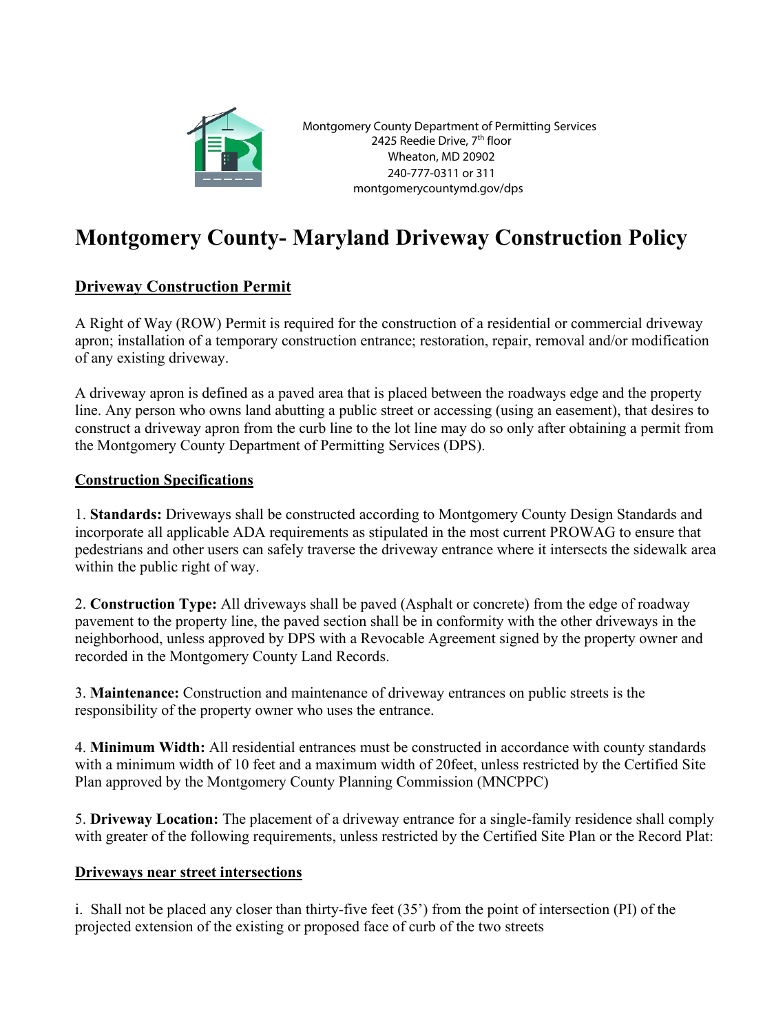Montgomery County Department of Permitting Services
2425 Reedie Drive, 7th floor
Wheaton, MD 20902
240-777-0311 or 311
montgomerycountymd.gov/dps

# Montgomery County- Maryland Driveway Construction Policy

## Driveway Construction Permit

A Right of Way (ROW) Permit is required for the construction of a residential or commercial driveway apron; installation of a temporary construction entrance; restoration, repair, removal and/or modification of any existing driveway.

A driveway apron is defined as a paved area that is placed between the roadways edge and the property line. Any person who owns land abutting a public street or accessing (using an easement), that desires to construct a driveway apron from the curb line to the lot line may do so only after obtaining a permit from the Montgomery County Department of Permitting Services (DPS).

## Construction Specifications

1. **Standards:** Driveways shall be constructed according to Montgomery County Design Standards and incorporate all applicable ADA requirements as stipulated in the most current PROWAG to ensure that pedestrians and other users can safely traverse the driveway entrance where it intersects the sidewalk area within the public right of way.

2. **Construction Type:** All driveways shall be paved (Asphalt or concrete) from the edge of roadway pavement to the property line, the paved section shall be in conformity with the other driveways in the neighborhood, unless approved by DPS with a Revocable Agreement signed by the property owner and recorded in the Montgomery County Land Records.

3. **Maintenance:** Construction and maintenance of driveway entrances on public streets is the responsibility of the property owner who uses the entrance.

4. **Minimum Width:** All residential entrances must be constructed in accordance with county standards with a minimum width of 10 feet and a maximum width of 20feet, unless restricted by the Certified Site Plan approved by the Montgomery County Planning Commission (MNCPPC)

5. **Driveway Location:** The placement of a driveway entrance for a single-family residence shall comply with greater of the following requirements, unless restricted by the Certified Site Plan or the Record Plat:

## Driveways near street intersections

i. Shall not be placed any closer than thirty-five feet (35') from the point of intersection (PI) of the projected extension of the existing or proposed face of curb of the two streets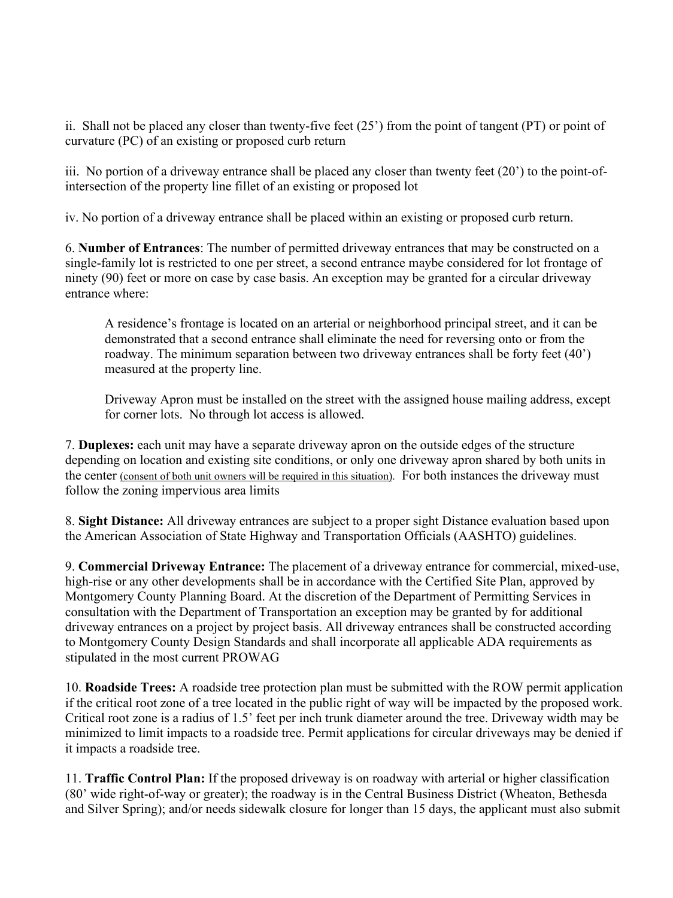ii. Shall not be placed any closer than twenty-five feet (25') from the point of tangent (PT) or point of curvature (PC) of an existing or proposed curb return

iii. No portion of a driveway entrance shall be placed any closer than twenty feet (20') to the point-of-intersection of the property line fillet of an existing or proposed lot

iv. No portion of a driveway entrance shall be placed within an existing or proposed curb return.

6. **Number of Entrances**: The number of permitted driveway entrances that may be constructed on a single-family lot is restricted to one per street, a second entrance maybe considered for lot frontage of ninety (90) feet or more on case by case basis. An exception may be granted for a circular driveway entrance where:

> A residence's frontage is located on an arterial or neighborhood principal street, and it can be demonstrated that a second entrance shall eliminate the need for reversing onto or from the roadway. The minimum separation between two driveway entrances shall be forty feet (40') measured at the property line.
>
> Driveway Apron must be installed on the street with the assigned house mailing address, except for corner lots. No through lot access is allowed.

7. **Duplexes:** each unit may have a separate driveway apron on the outside edges of the structure depending on location and existing site conditions, or only one driveway apron shared by both units in the center (consent of both unit owners will be required in this situation). For both instances the driveway must follow the zoning impervious area limits

8. **Sight Distance:** All driveway entrances are subject to a proper sight Distance evaluation based upon the American Association of State Highway and Transportation Officials (AASHTO) guidelines.

9. **Commercial Driveway Entrance:** The placement of a driveway entrance for commercial, mixed-use, high-rise or any other developments shall be in accordance with the Certified Site Plan, approved by Montgomery County Planning Board. At the discretion of the Department of Permitting Services in consultation with the Department of Transportation an exception may be granted by for additional driveway entrances on a project by project basis. All driveway entrances shall be constructed according to Montgomery County Design Standards and shall incorporate all applicable ADA requirements as stipulated in the most current PROWAG

10. **Roadside Trees:** A roadside tree protection plan must be submitted with the ROW permit application if the critical root zone of a tree located in the public right of way will be impacted by the proposed work. Critical root zone is a radius of 1.5' feet per inch trunk diameter around the tree. Driveway width may be minimized to limit impacts to a roadside tree. Permit applications for circular driveways may be denied if it impacts a roadside tree.

11. **Traffic Control Plan:** If the proposed driveway is on roadway with arterial or higher classification (80' wide right-of-way or greater); the roadway is in the Central Business District (Wheaton, Bethesda and Silver Spring); and/or needs sidewalk closure for longer than 15 days, the applicant must also submit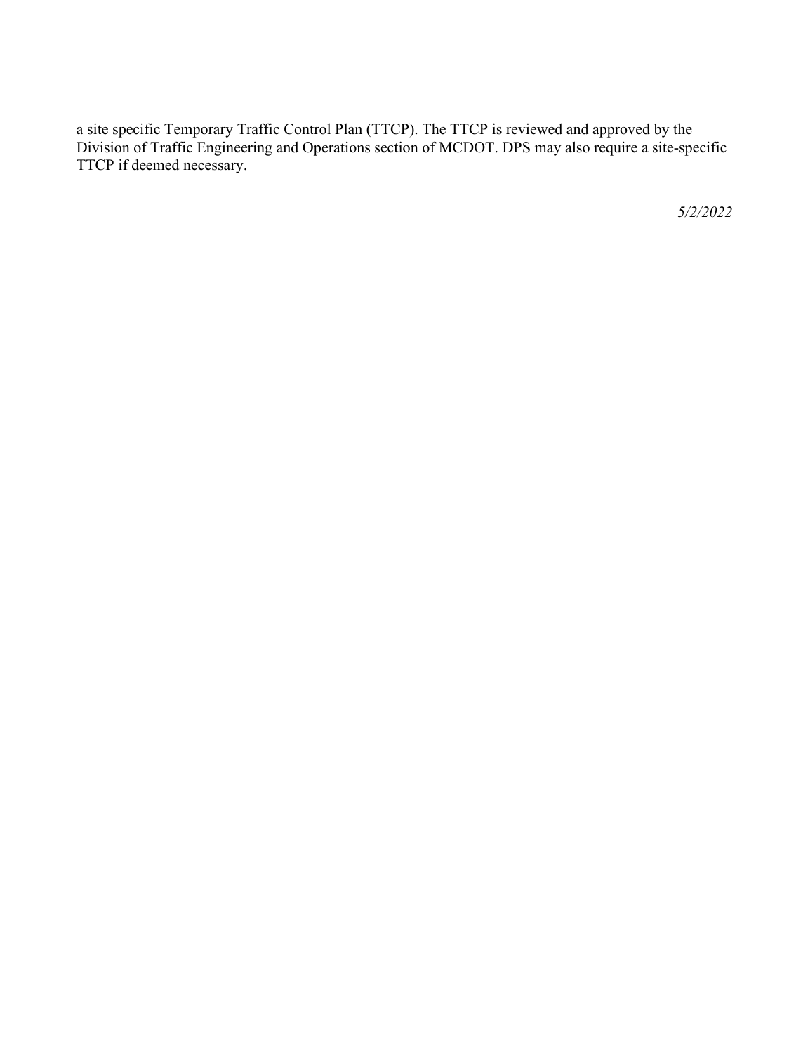a site specific Temporary Traffic Control Plan (TTCP). The TTCP is reviewed and approved by the Division of Traffic Engineering and Operations section of MCDOT. DPS may also require a site-specific TTCP if deemed necessary.

*5/2/2022*